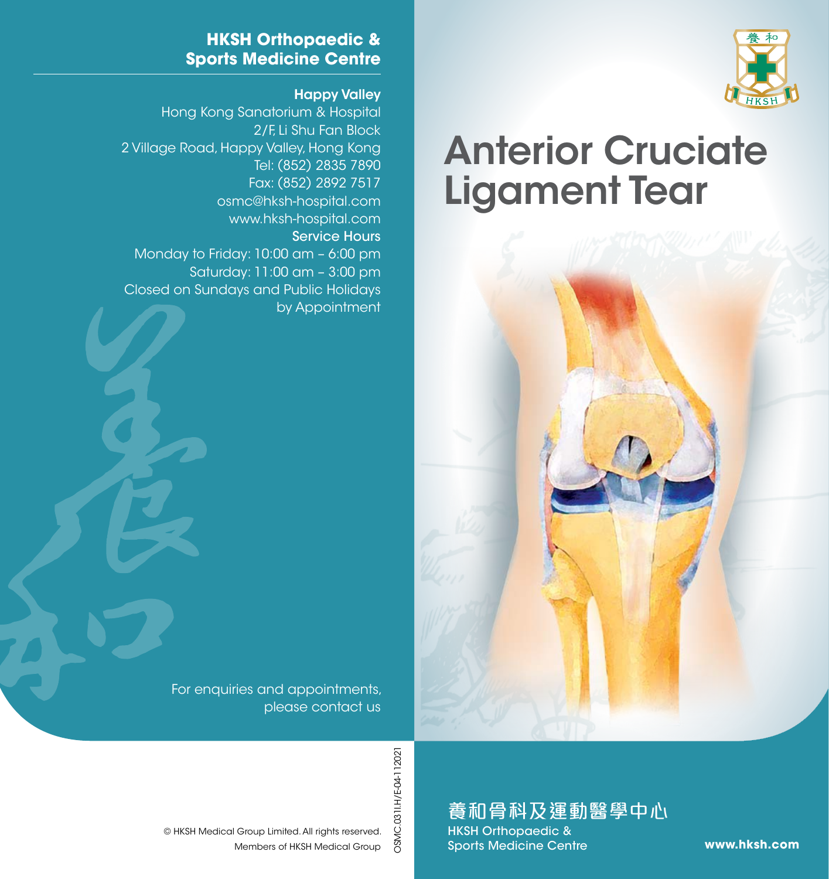# Anterior Cruciate Ligament Tear

養和骨科及運動醫學中心

HKSH Orthopaedic & Sports Medicine Centre

www.hksh.com

## HKSH Orthopaedic & Sports Medicine Centre

**Happy Valley**

Hong Kong Sanatorium & Hospital
2/F, Li Shu Fan Block
2 Village Road, Happy Valley, Hong Kong
Tel: (852) 2835 7890
Fax: (852) 2892 7517
osmc@hksh-hospital.com
www.hksh-hospital.com

**Service Hours**

Monday to Friday: 10:00 am – 6:00 pm
Saturday: 11:00 am – 3:00 pm
Closed on Sundays and Public Holidays
by Appointment

For enquiries and appointments, please contact us

© HKSH Medical Group Limited. All rights reserved.
Members of HKSH Medical Group

OSMC.031I.H/E-04-112021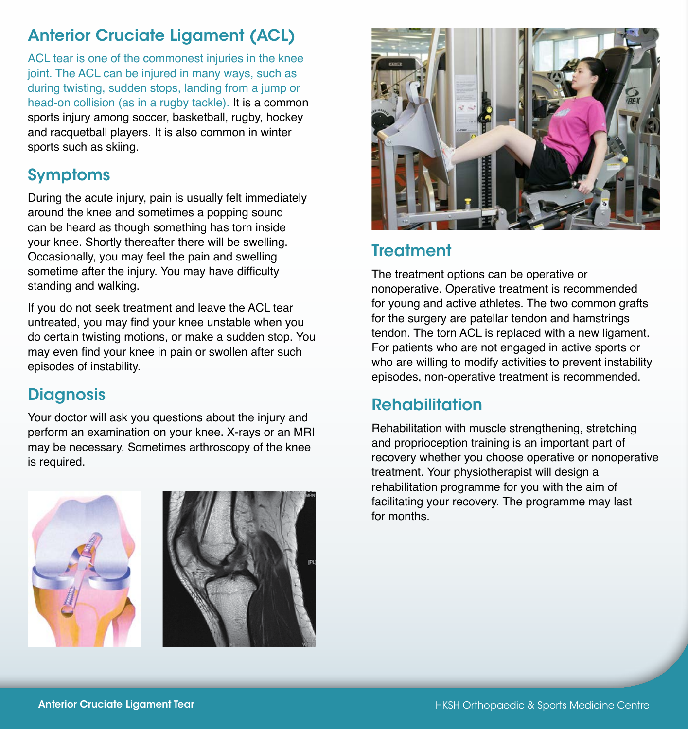## Anterior Cruciate Ligament (ACL)

ACL tear is one of the commonest injuries in the knee joint. The ACL can be injured in many ways, such as during twisting, sudden stops, landing from a jump or head-on collision (as in a rugby tackle). It is a common sports injury among soccer, basketball, rugby, hockey and racquetball players. It is also common in winter sports such as skiing.

## Symptoms

During the acute injury, pain is usually felt immediately around the knee and sometimes a popping sound can be heard as though something has torn inside your knee. Shortly thereafter there will be swelling. Occasionally, you may feel the pain and swelling sometime after the injury. You may have difficulty standing and walking.

If you do not seek treatment and leave the ACL tear untreated, you may find your knee unstable when you do certain twisting motions, or make a sudden stop. You may even find your knee in pain or swollen after such episodes of instability.

## Diagnosis

Your doctor will ask you questions about the injury and perform an examination on your knee. X-rays or an MRI may be necessary. Sometimes arthroscopy of the knee is required.

## Treatment

The treatment options can be operative or nonoperative. Operative treatment is recommended for young and active athletes. The two common grafts for the surgery are patellar tendon and hamstrings tendon. The torn ACL is replaced with a new ligament. For patients who are not engaged in active sports or who are willing to modify activities to prevent instability episodes, non-operative treatment is recommended.

## Rehabilitation

Rehabilitation with muscle strengthening, stretching and proprioception training is an important part of recovery whether you choose operative or nonoperative treatment. Your physiotherapist will design a rehabilitation programme for you with the aim of facilitating your recovery. The programme may last for months.